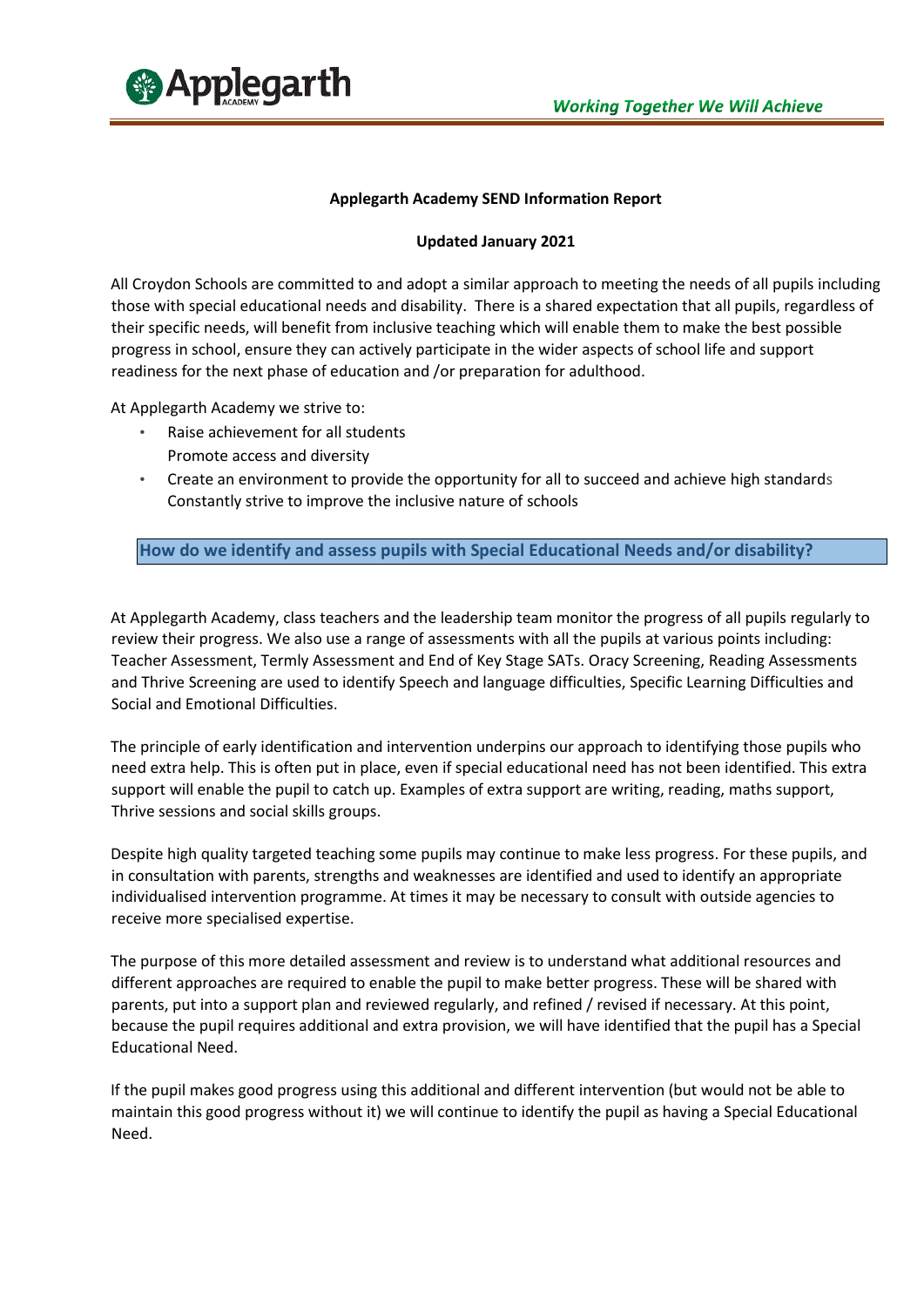# Applegarth Academy SEND Information Report

**Updated January 2021**

All Croydon Schools are committed to and adopt a similar approach to meeting the needs of all pupils including those with special educational needs and disability. There is a shared expectation that all pupils, regardless of their specific needs, will benefit from inclusive teaching which will enable them to make the best possible progress in school, ensure they can actively participate in the wider aspects of school life and support readiness for the next phase of education and /or preparation for adulthood.

At Applegarth Academy we strive to:

- Raise achievement for all students
  Promote access and diversity
- Create an environment to provide the opportunity for all to succeed and achieve high standards
  Constantly strive to improve the inclusive nature of schools

## How do we identify and assess pupils with Special Educational Needs and/or disability?

At Applegarth Academy, class teachers and the leadership team monitor the progress of all pupils regularly to review their progress. We also use a range of assessments with all the pupils at various points including: Teacher Assessment, Termly Assessment and End of Key Stage SATs. Oracy Screening, Reading Assessments and Thrive Screening are used to identify Speech and language difficulties, Specific Learning Difficulties and Social and Emotional Difficulties.

The principle of early identification and intervention underpins our approach to identifying those pupils who need extra help. This is often put in place, even if special educational need has not been identified. This extra support will enable the pupil to catch up. Examples of extra support are writing, reading, maths support, Thrive sessions and social skills groups.

Despite high quality targeted teaching some pupils may continue to make less progress. For these pupils, and in consultation with parents, strengths and weaknesses are identified and used to identify an appropriate individualised intervention programme. At times it may be necessary to consult with outside agencies to receive more specialised expertise.

The purpose of this more detailed assessment and review is to understand what additional resources and different approaches are required to enable the pupil to make better progress. These will be shared with parents, put into a support plan and reviewed regularly, and refined / revised if necessary. At this point, because the pupil requires additional and extra provision, we will have identified that the pupil has a Special Educational Need.

If the pupil makes good progress using this additional and different intervention (but would not be able to maintain this good progress without it) we will continue to identify the pupil as having a Special Educational Need.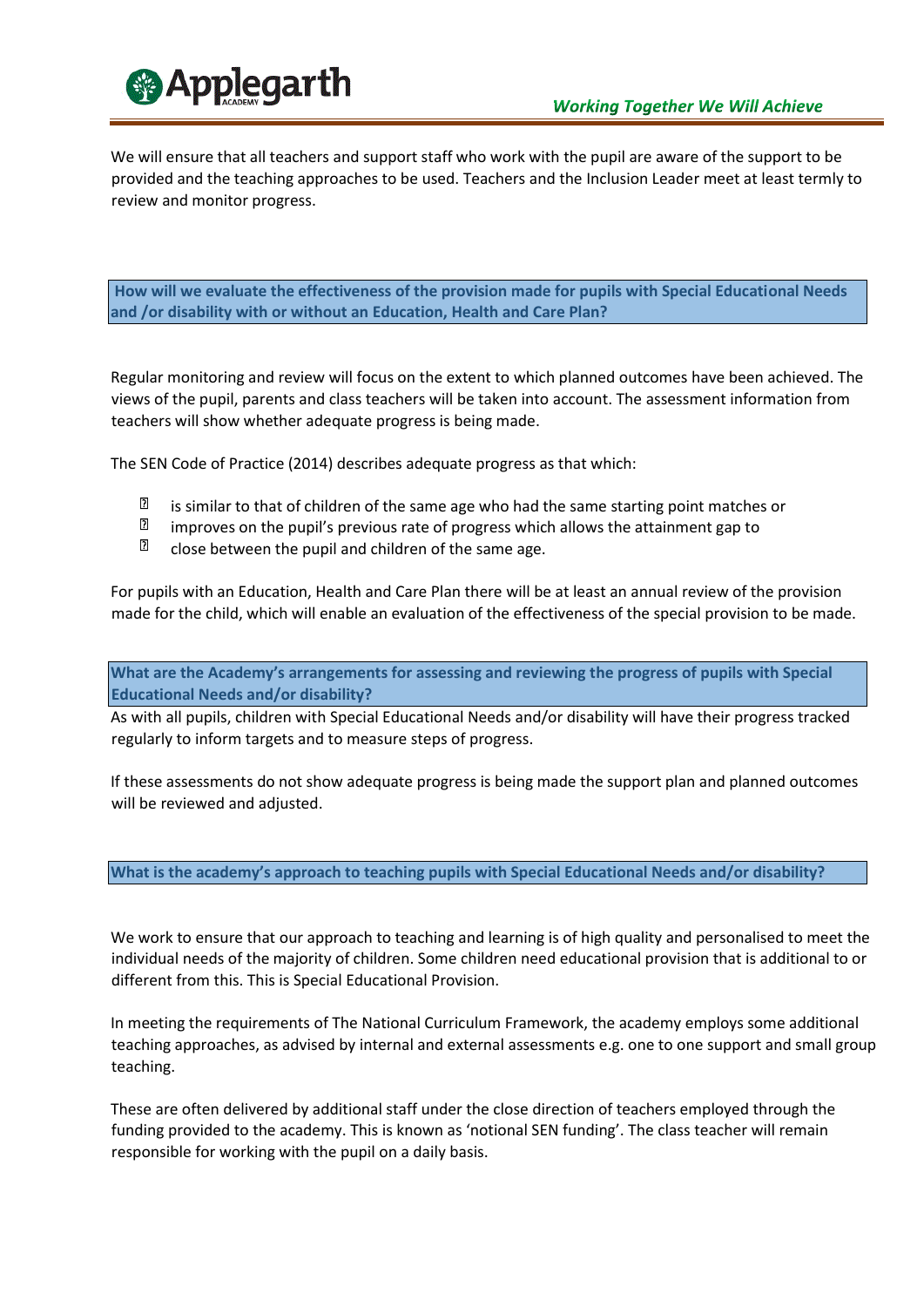We will ensure that all teachers and support staff who work with the pupil are aware of the support to be provided and the teaching approaches to be used. Teachers and the Inclusion Leader meet at least termly to review and monitor progress.

### How will we evaluate the effectiveness of the provision made for pupils with Special Educational Needs and /or disability with or without an Education, Health and Care Plan?

Regular monitoring and review will focus on the extent to which planned outcomes have been achieved. The views of the pupil, parents and class teachers will be taken into account. The assessment information from teachers will show whether adequate progress is being made.

The SEN Code of Practice (2014) describes adequate progress as that which:

- is similar to that of children of the same age who had the same starting point matches or
- improves on the pupil's previous rate of progress which allows the attainment gap to
- close between the pupil and children of the same age.

For pupils with an Education, Health and Care Plan there will be at least an annual review of the provision made for the child, which will enable an evaluation of the effectiveness of the special provision to be made.

### What are the Academy's arrangements for assessing and reviewing the progress of pupils with Special Educational Needs and/or disability?

As with all pupils, children with Special Educational Needs and/or disability will have their progress tracked regularly to inform targets and to measure steps of progress.

If these assessments do not show adequate progress is being made the support plan and planned outcomes will be reviewed and adjusted.

### What is the academy's approach to teaching pupils with Special Educational Needs and/or disability?

We work to ensure that our approach to teaching and learning is of high quality and personalised to meet the individual needs of the majority of children. Some children need educational provision that is additional to or different from this. This is Special Educational Provision.

In meeting the requirements of The National Curriculum Framework, the academy employs some additional teaching approaches, as advised by internal and external assessments e.g. one to one support and small group teaching.

These are often delivered by additional staff under the close direction of teachers employed through the funding provided to the academy. This is known as 'notional SEN funding'. The class teacher will remain responsible for working with the pupil on a daily basis.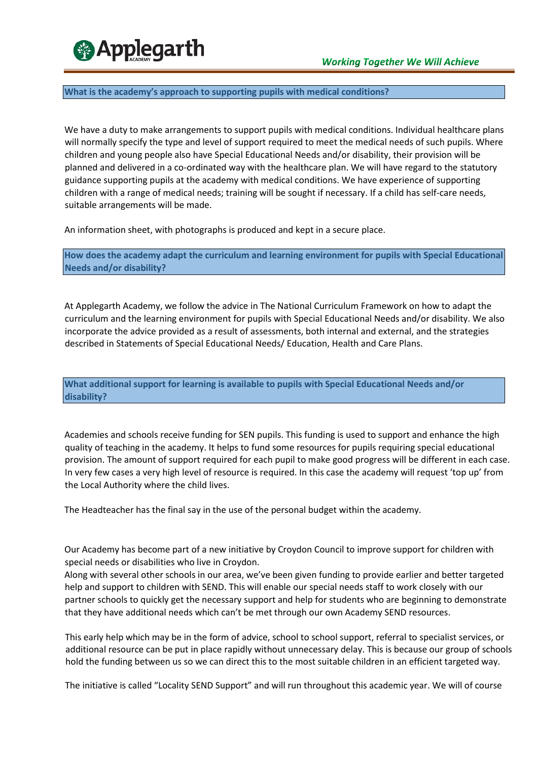### What is the academy's approach to supporting pupils with medical conditions?

We have a duty to make arrangements to support pupils with medical conditions. Individual healthcare plans will normally specify the type and level of support required to meet the medical needs of such pupils. Where children and young people also have Special Educational Needs and/or disability, their provision will be planned and delivered in a co-ordinated way with the healthcare plan. We will have regard to the statutory guidance supporting pupils at the academy with medical conditions. We have experience of supporting children with a range of medical needs; training will be sought if necessary. If a child has self-care needs, suitable arrangements will be made.

An information sheet, with photographs is produced and kept in a secure place.

### How does the academy adapt the curriculum and learning environment for pupils with Special Educational Needs and/or disability?

At Applegarth Academy, we follow the advice in The National Curriculum Framework on how to adapt the curriculum and the learning environment for pupils with Special Educational Needs and/or disability. We also incorporate the advice provided as a result of assessments, both internal and external, and the strategies described in Statements of Special Educational Needs/ Education, Health and Care Plans.

### What additional support for learning is available to pupils with Special Educational Needs and/or disability?

Academies and schools receive funding for SEN pupils. This funding is used to support and enhance the high quality of teaching in the academy. It helps to fund some resources for pupils requiring special educational provision. The amount of support required for each pupil to make good progress will be different in each case. In very few cases a very high level of resource is required. In this case the academy will request 'top up' from the Local Authority where the child lives.

The Headteacher has the final say in the use of the personal budget within the academy.

Our Academy has become part of a new initiative by Croydon Council to improve support for children with special needs or disabilities who live in Croydon.
Along with several other schools in our area, we've been given funding to provide earlier and better targeted help and support to children with SEND. This will enable our special needs staff to work closely with our partner schools to quickly get the necessary support and help for students who are beginning to demonstrate that they have additional needs which can't be met through our own Academy SEND resources.

This early help which may be in the form of advice, school to school support, referral to specialist services, or additional resource can be put in place rapidly without unnecessary delay. This is because our group of schools hold the funding between us so we can direct this to the most suitable children in an efficient targeted way.

The initiative is called "Locality SEND Support" and will run throughout this academic year. We will of course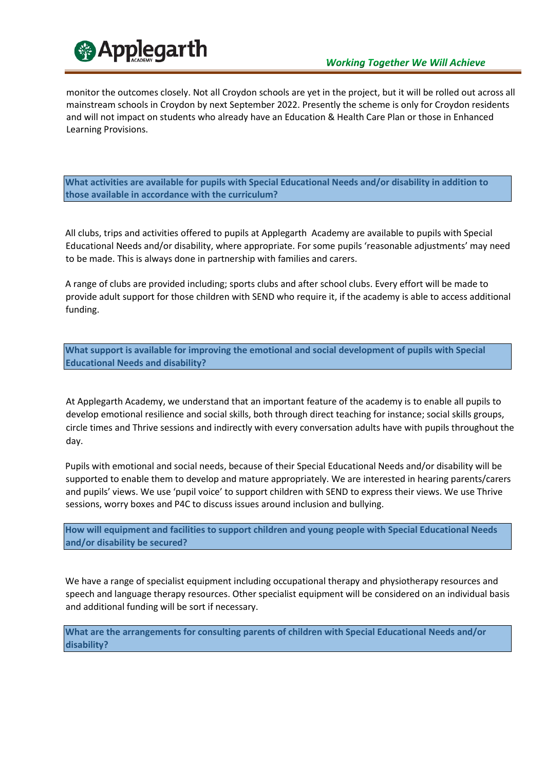monitor the outcomes closely. Not all Croydon schools are yet in the project, but it will be rolled out across all mainstream schools in Croydon by next September 2022. Presently the scheme is only for Croydon residents and will not impact on students who already have an Education & Health Care Plan or those in Enhanced Learning Provisions.

## What activities are available for pupils with Special Educational Needs and/or disability in addition to those available in accordance with the curriculum?

All clubs, trips and activities offered to pupils at Applegarth  Academy are available to pupils with Special Educational Needs and/or disability, where appropriate. For some pupils 'reasonable adjustments' may need to be made. This is always done in partnership with families and carers.

A range of clubs are provided including; sports clubs and after school clubs. Every effort will be made to provide adult support for those children with SEND who require it, if the academy is able to access additional funding.

## What support is available for improving the emotional and social development of pupils with Special Educational Needs and disability?

At Applegarth Academy, we understand that an important feature of the academy is to enable all pupils to develop emotional resilience and social skills, both through direct teaching for instance; social skills groups, circle times and Thrive sessions and indirectly with every conversation adults have with pupils throughout the day.

Pupils with emotional and social needs, because of their Special Educational Needs and/or disability will be supported to enable them to develop and mature appropriately. We are interested in hearing parents/carers and pupils' views. We use 'pupil voice' to support children with SEND to express their views. We use Thrive sessions, worry boxes and P4C to discuss issues around inclusion and bullying.

## How will equipment and facilities to support children and young people with Special Educational Needs and/or disability be secured?

We have a range of specialist equipment including occupational therapy and physiotherapy resources and speech and language therapy resources. Other specialist equipment will be considered on an individual basis and additional funding will be sort if necessary.

## What are the arrangements for consulting parents of children with Special Educational Needs and/or disability?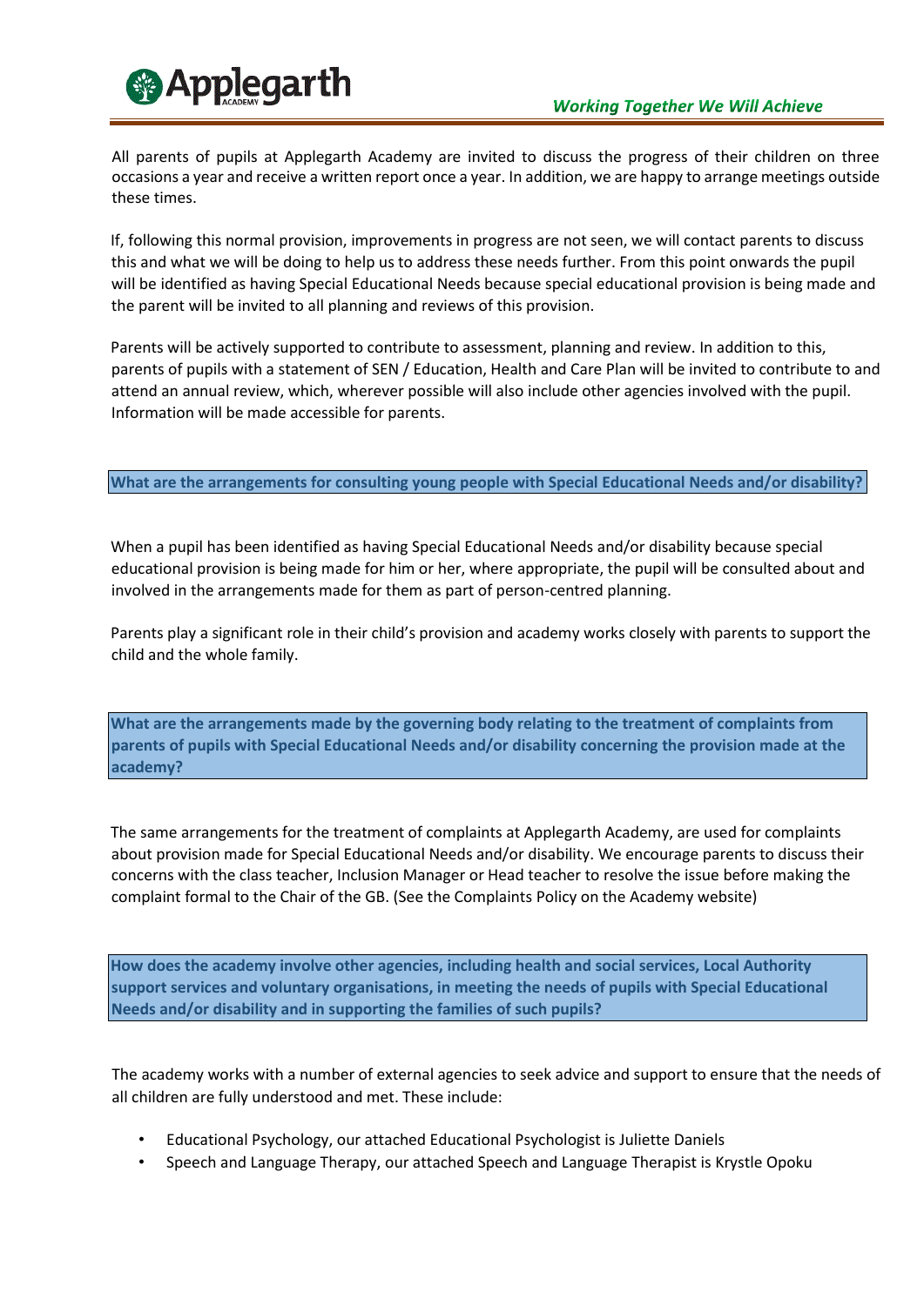All parents of pupils at Applegarth Academy are invited to discuss the progress of their children on three occasions a year and receive a written report once a year. In addition, we are happy to arrange meetings outside these times.

If, following this normal provision, improvements in progress are not seen, we will contact parents to discuss this and what we will be doing to help us to address these needs further. From this point onwards the pupil will be identified as having Special Educational Needs because special educational provision is being made and the parent will be invited to all planning and reviews of this provision.

Parents will be actively supported to contribute to assessment, planning and review. In addition to this, parents of pupils with a statement of SEN / Education, Health and Care Plan will be invited to contribute to and attend an annual review, which, wherever possible will also include other agencies involved with the pupil. Information will be made accessible for parents.

**What are the arrangements for consulting young people with Special Educational Needs and/or disability?**

When a pupil has been identified as having Special Educational Needs and/or disability because special educational provision is being made for him or her, where appropriate, the pupil will be consulted about and involved in the arrangements made for them as part of person-centred planning.

Parents play a significant role in their child's provision and academy works closely with parents to support the child and the whole family.

**What are the arrangements made by the governing body relating to the treatment of complaints from parents of pupils with Special Educational Needs and/or disability concerning the provision made at the academy?**

The same arrangements for the treatment of complaints at Applegarth Academy, are used for complaints about provision made for Special Educational Needs and/or disability. We encourage parents to discuss their concerns with the class teacher, Inclusion Manager or Head teacher to resolve the issue before making the complaint formal to the Chair of the GB. (See the Complaints Policy on the Academy website)

**How does the academy involve other agencies, including health and social services, Local Authority support services and voluntary organisations, in meeting the needs of pupils with Special Educational Needs and/or disability and in supporting the families of such pupils?**

The academy works with a number of external agencies to seek advice and support to ensure that the needs of all children are fully understood and met. These include:

- Educational Psychology, our attached Educational Psychologist is Juliette Daniels
- Speech and Language Therapy, our attached Speech and Language Therapist is Krystle Opoku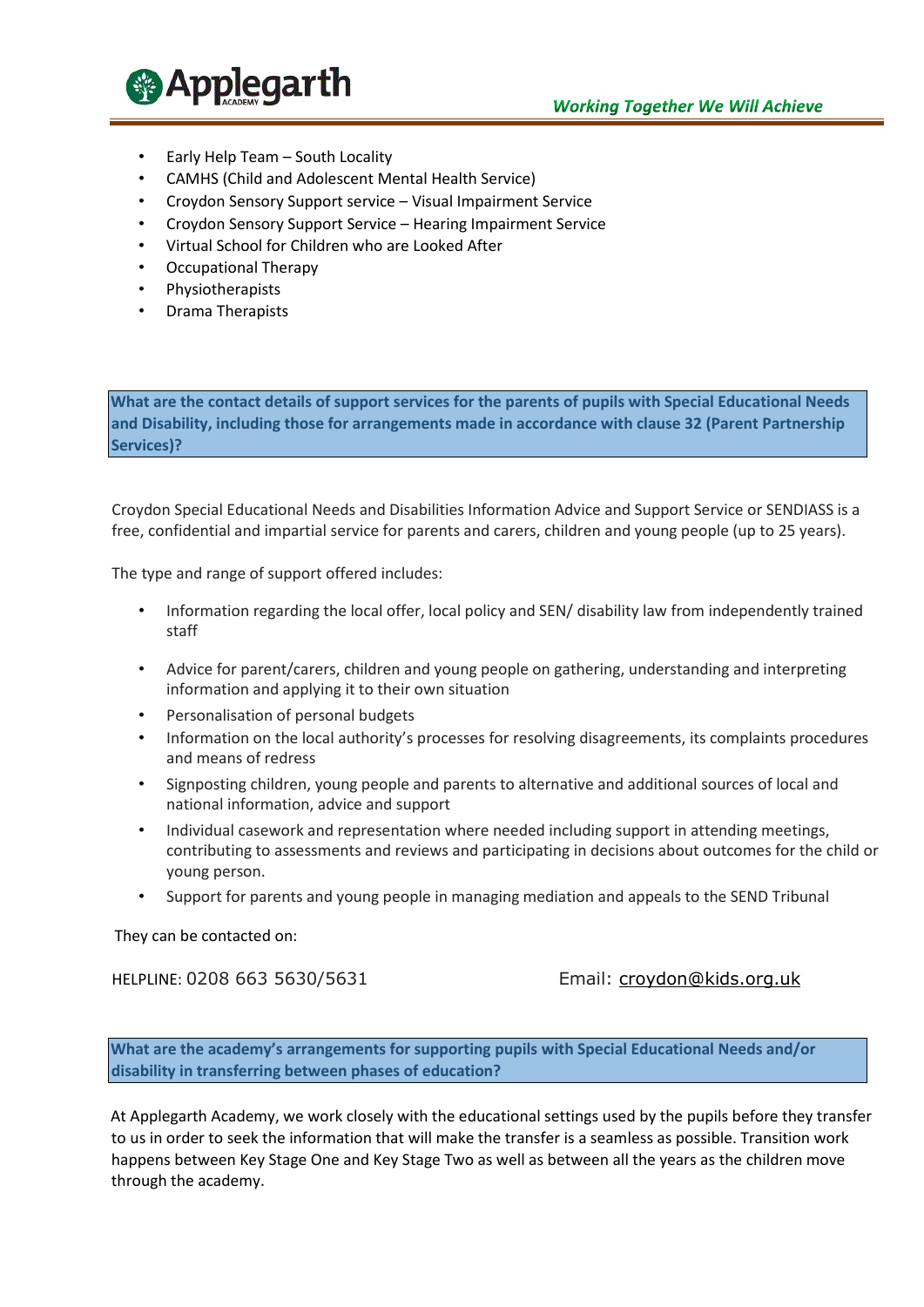- Early Help Team – South Locality
- CAMHS (Child and Adolescent Mental Health Service)
- Croydon Sensory Support service – Visual Impairment Service
- Croydon Sensory Support Service – Hearing Impairment Service
- Virtual School for Children who are Looked After
- Occupational Therapy
- Physiotherapists
- Drama Therapists

## What are the contact details of support services for the parents of pupils with Special Educational Needs and Disability, including those for arrangements made in accordance with clause 32 (Parent Partnership Services)?

Croydon Special Educational Needs and Disabilities Information Advice and Support Service or SENDIASS is a free, confidential and impartial service for parents and carers, children and young people (up to 25 years).

The type and range of support offered includes:

- Information regarding the local offer, local policy and SEN/ disability law from independently trained staff
- Advice for parent/carers, children and young people on gathering, understanding and interpreting information and applying it to their own situation
- Personalisation of personal budgets
- Information on the local authority's processes for resolving disagreements, its complaints procedures and means of redress
- Signposting children, young people and parents to alternative and additional sources of local and national information, advice and support
- Individual casework and representation where needed including support in attending meetings, contributing to assessments and reviews and participating in decisions about outcomes for the child or young person.
- Support for parents and young people in managing mediation and appeals to the SEND Tribunal

They can be contacted on:

HELPLINE: 0208 663 5630/5631

Email: croydon@kids.org.uk

## What are the academy's arrangements for supporting pupils with Special Educational Needs and/or disability in transferring between phases of education?

At Applegarth Academy, we work closely with the educational settings used by the pupils before they transfer to us in order to seek the information that will make the transfer is a seamless as possible. Transition work happens between Key Stage One and Key Stage Two as well as between all the years as the children move through the academy.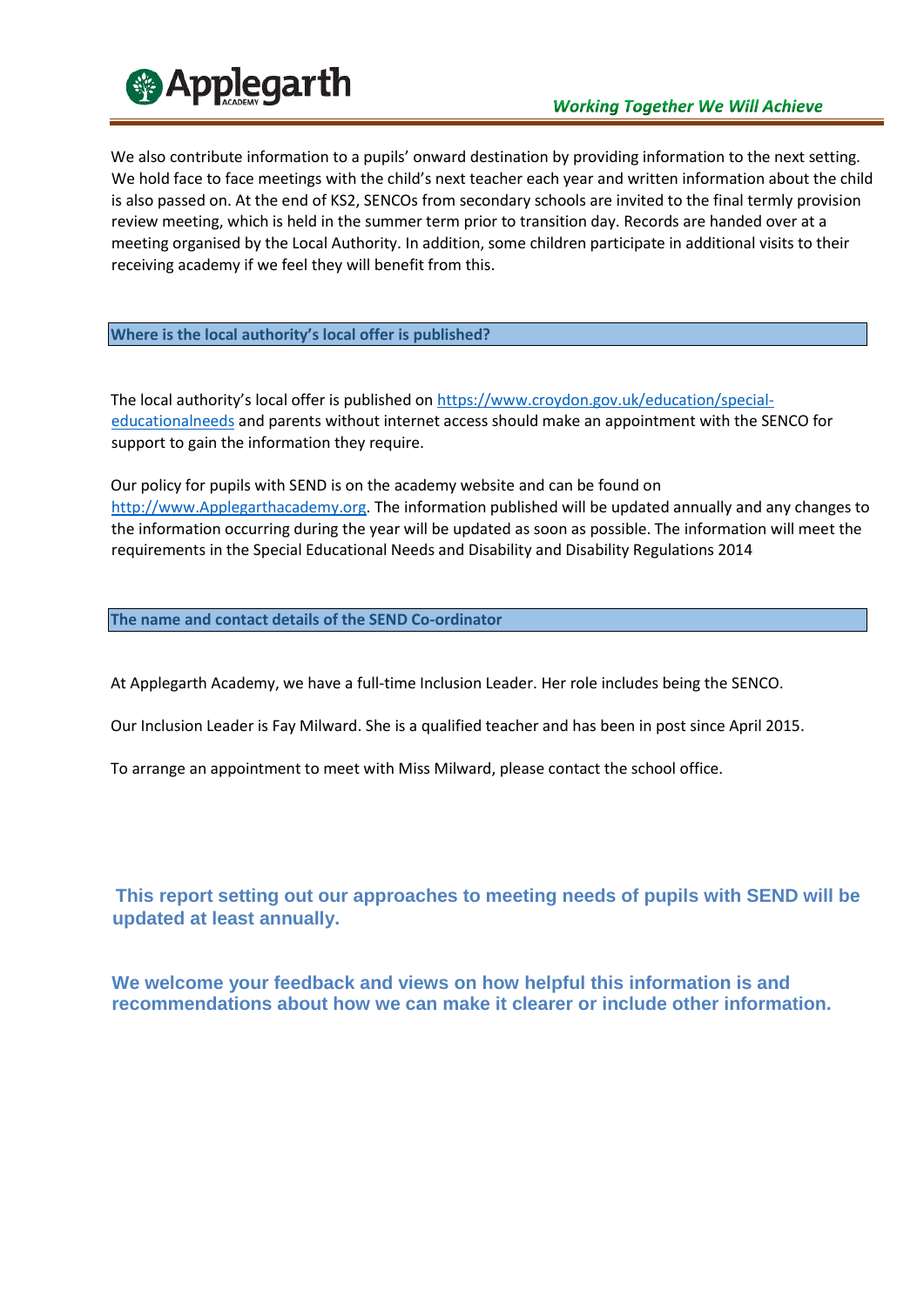We also contribute information to a pupils' onward destination by providing information to the next setting. We hold face to face meetings with the child's next teacher each year and written information about the child is also passed on. At the end of KS2, SENCOs from secondary schools are invited to the final termly provision review meeting, which is held in the summer term prior to transition day. Records are handed over at a meeting organised by the Local Authority. In addition, some children participate in additional visits to their receiving academy if we feel they will benefit from this.

### Where is the local authority's local offer is published?

The local authority's local offer is published on [https://www.croydon.gov.uk/education/special-educationalneeds](https://www.croydon.gov.uk/education/special-educationalneeds) and parents without internet access should make an appointment with the SENCO for support to gain the information they require.

Our policy for pupils with SEND is on the academy website and can be found on [http://www.Applegarthacademy.org](http://www.Applegarthacademy.org). The information published will be updated annually and any changes to the information occurring during the year will be updated as soon as possible. The information will meet the requirements in the Special Educational Needs and Disability and Disability Regulations 2014

### The name and contact details of the SEND Co-ordinator

At Applegarth Academy, we have a full-time Inclusion Leader. Her role includes being the SENCO.

Our Inclusion Leader is Fay Milward. She is a qualified teacher and has been in post since April 2015.

To arrange an appointment to meet with Miss Milward, please contact the school office.

**This report setting out our approaches to meeting needs of pupils with SEND will be updated at least annually.**

**We welcome your feedback and views on how helpful this information is and recommendations about how we can make it clearer or include other information.**